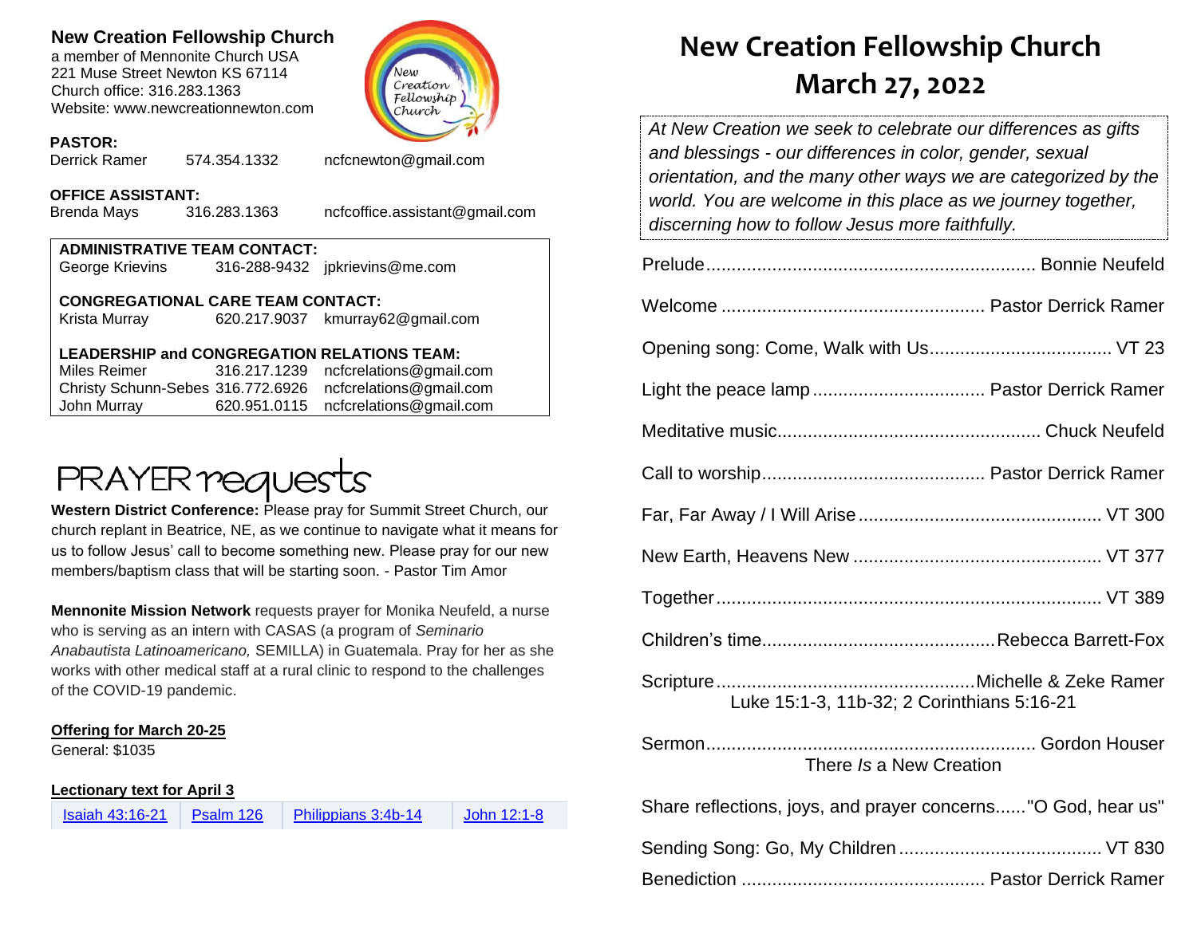**New Creation Fellowship Church**
a member of Mennonite Church USA
221 Muse Street Newton KS 67114
Church office: 316.283.1363
Website: www.newcreationnewton.com

**PASTOR:**
Derrick Ramer 574.354.1332 ncfcnewton@gmail.com

**OFFICE ASSISTANT:**
Brenda Mays 316.283.1363 ncfcoffice.assistant@gmail.com

**ADMINISTRATIVE TEAM CONTACT:**
George Krievins 316-288-9432 jpkrievins@me.com

**CONGREGATIONAL CARE TEAM CONTACT:**
Krista Murray 620.217.9037 kmurray62@gmail.com

**LEADERSHIP and CONGREGATION RELATIONS TEAM:**
Miles Reimer 316.217.1239 ncfcrelations@gmail.com
Christy Schunn-Sebes 316.772.6926 ncfcrelations@gmail.com
John Murray 620.951.0115 ncfcrelations@gmail.com

## PRAYER requests

**Western District Conference:** Please pray for Summit Street Church, our church replant in Beatrice, NE, as we continue to navigate what it means for us to follow Jesus' call to become something new. Please pray for our new members/baptism class that will be starting soon. - Pastor Tim Amor

**Mennonite Mission Network** requests prayer for Monika Neufeld, a nurse who is serving as an intern with CASAS (a program of *Seminario Anabautista Latinoamericano,* SEMILLA) in Guatemala. Pray for her as she works with other medical staff at a rural clinic to respond to the challenges of the COVID-19 pandemic.

**Offering for March 20-25**
General: $1035

**Lectionary text for April 3**

| Isaiah 43:16-21 | Psalm 126 | Philippians 3:4b-14 | John 12:1-8 |
|---|---|---|---|

# New Creation Fellowship Church
# March 27, 2022

*At New Creation we seek to celebrate our differences as gifts and blessings - our differences in color, gender, sexual orientation, and the many other ways we are categorized by the world. You are welcome in this place as we journey together, discerning how to follow Jesus more faithfully.*

Prelude................................................................ Bonnie Neufeld

Welcome ................................................... Pastor Derrick Ramer

Opening song: Come, Walk with Us.................................... VT 23

Light the peace lamp .................................. Pastor Derrick Ramer

Meditative music.................................................. Chuck Neufeld

Call to worship........................................... Pastor Derrick Ramer

Far, Far Away / I Will Arise ................................................ VT 300

New Earth, Heavens New ................................................. VT 377

Together ............................................................................ VT 389

Children's time.............................................Rebecca Barrett-Fox

Scripture ..................................................Michelle & Zeke Ramer
Luke 15:1-3, 11b-32; 2 Corinthians 5:16-21

Sermon................................................................ Gordon Houser
There *Is* a New Creation

Share reflections, joys, and prayer concerns......"O God, hear us"

Sending Song: Go, My Children ........................................ VT 830

Benediction ............................................... Pastor Derrick Ramer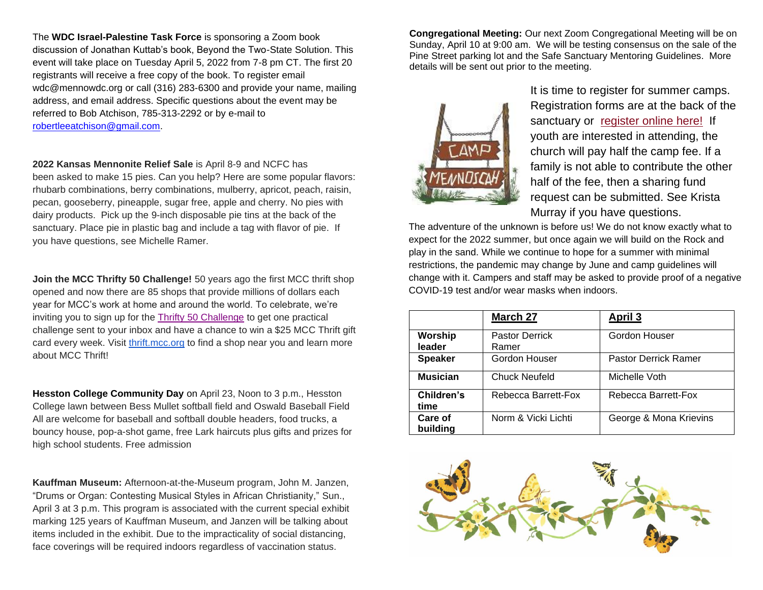The **WDC Israel-Palestine Task Force** is sponsoring a Zoom book discussion of Jonathan Kuttab's book, Beyond the Two-State Solution. This event will take place on Tuesday April 5, 2022 from 7-8 pm CT. The first 20 registrants will receive a free copy of the book. To register email wdc@mennowdc.org or call (316) 283-6300 and provide your name, mailing address, and email address. Specific questions about the event may be referred to Bob Atchison, 785-313-2292 or by e-mail to robertleeatchison@gmail.com.

**2022 Kansas Mennonite Relief Sale** is April 8-9 and NCFC has been asked to make 15 pies. Can you help? Here are some popular flavors: rhubarb combinations, berry combinations, mulberry, apricot, peach, raisin, pecan, gooseberry, pineapple, sugar free, apple and cherry. No pies with dairy products. Pick up the 9-inch disposable pie tins at the back of the sanctuary. Place pie in plastic bag and include a tag with flavor of pie. If you have questions, see Michelle Ramer.

**Join the MCC Thrifty 50 Challenge!** 50 years ago the first MCC thrift shop opened and now there are 85 shops that provide millions of dollars each year for MCC's work at home and around the world. To celebrate, we're inviting you to sign up for the Thrifty 50 Challenge to get one practical challenge sent to your inbox and have a chance to win a $25 MCC Thrift gift card every week. Visit thrift.mcc.org to find a shop near you and learn more about MCC Thrift!

**Hesston College Community Day** on April 23, Noon to 3 p.m., Hesston College lawn between Bess Mullet softball field and Oswald Baseball Field All are welcome for baseball and softball double headers, food trucks, a bouncy house, pop-a-shot game, free Lark haircuts plus gifts and prizes for high school students. Free admission

**Kauffman Museum:** Afternoon-at-the-Museum program, John M. Janzen, "Drums or Organ: Contesting Musical Styles in African Christianity," Sun., April 3 at 3 p.m. This program is associated with the current special exhibit marking 125 years of Kauffman Museum, and Janzen will be talking about items included in the exhibit. Due to the impracticality of social distancing, face coverings will be required indoors regardless of vaccination status.

**Congregational Meeting:** Our next Zoom Congregational Meeting will be on Sunday, April 10 at 9:00 am. We will be testing consensus on the sale of the Pine Street parking lot and the Safe Sanctuary Mentoring Guidelines. More details will be sent out prior to the meeting.

It is time to register for summer camps. Registration forms are at the back of the sanctuary or register online here! If youth are interested in attending, the church will pay half the camp fee. If a family is not able to contribute the other half of the fee, then a sharing fund request can be submitted. See Krista Murray if you have questions.

The adventure of the unknown is before us! We do not know exactly what to expect for the 2022 summer, but once again we will build on the Rock and play in the sand. While we continue to hope for a summer with minimal restrictions, the pandemic may change by June and camp guidelines will change with it. Campers and staff may be asked to provide proof of a negative COVID-19 test and/or wear masks when indoors.

| | **March 27** | **April 3** |
|---|---|---|
| **Worship leader** | Pastor Derrick Ramer | Gordon Houser |
| **Speaker** | Gordon Houser | Pastor Derrick Ramer |
| **Musician** | Chuck Neufeld | Michelle Voth |
| **Children's time** | Rebecca Barrett-Fox | Rebecca Barrett-Fox |
| **Care of building** | Norm & Vicki Lichti | George & Mona Krievins |